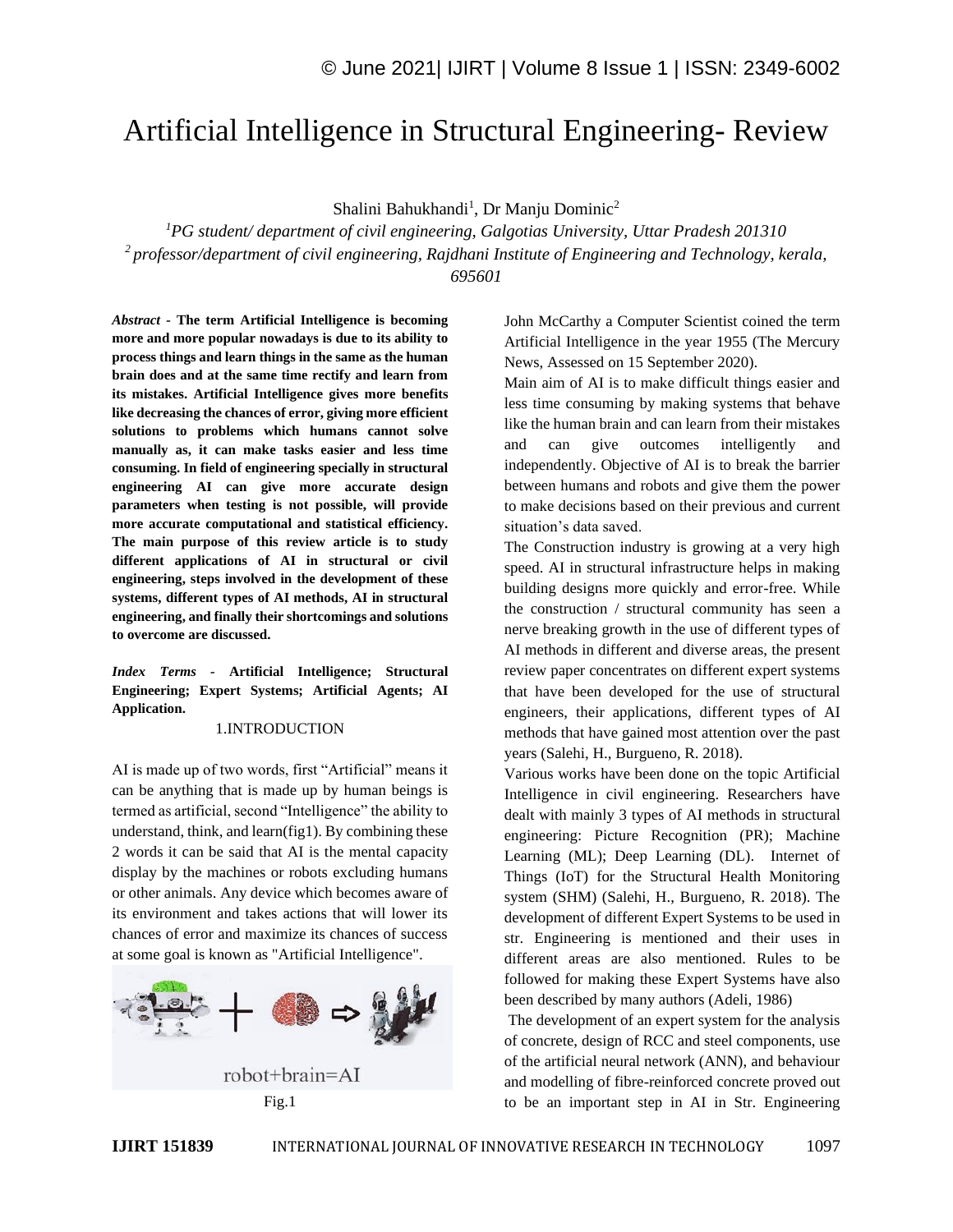# Artificial Intelligence in Structural Engineering- Review

Shalini Bahukhandi[1], Dr Manju Dominic[2]

[1]PG student/ department of civil engineering, Galgotias University, Uttar Pradesh 201310
[2] professor/department of civil engineering, Rajdhani Institute of Engineering and Technology, kerala, 695601

***Abstract* - The term Artificial Intelligence is becoming more and more popular nowadays is due to its ability to process things and learn things in the same as the human brain does and at the same time rectify and learn from its mistakes. Artificial Intelligence gives more benefits like decreasing the chances of error, giving more efficient solutions to problems which humans cannot solve manually as, it can make tasks easier and less time consuming. In field of engineering specially in structural engineering AI can give more accurate design parameters when testing is not possible, will provide more accurate computational and statistical efficiency. The main purpose of this review article is to study different applications of AI in structural or civil engineering, steps involved in the development of these systems, different types of AI methods, AI in structural engineering, and finally their shortcomings and solutions to overcome are discussed.**

***Index Terms* - Artificial Intelligence; Structural Engineering; Expert Systems; Artificial Agents; AI Application.**

## 1.INTRODUCTION

AI is made up of two words, first "Artificial" means it can be anything that is made up by human beings is termed as artificial, second "Intelligence" the ability to understand, think, and learn(fig1). By combining these 2 words it can be said that AI is the mental capacity display by the machines or robots excluding humans or other animals. Any device which becomes aware of its environment and takes actions that will lower its chances of error and maximize its chances of success at some goal is known as "Artificial Intelligence".

robot+brain=AI

Fig.1

John McCarthy a Computer Scientist coined the term Artificial Intelligence in the year 1955 (The Mercury News, Assessed on 15 September 2020).

Main aim of AI is to make difficult things easier and less time consuming by making systems that behave like the human brain and can learn from their mistakes and can give outcomes intelligently and independently. Objective of AI is to break the barrier between humans and robots and give them the power to make decisions based on their previous and current situation's data saved.

The Construction industry is growing at a very high speed. AI in structural infrastructure helps in making building designs more quickly and error-free. While the construction / structural community has seen a nerve breaking growth in the use of different types of AI methods in different and diverse areas, the present review paper concentrates on different expert systems that have been developed for the use of structural engineers, their applications, different types of AI methods that have gained most attention over the past years (Salehi, H., Burgueno, R. 2018).

Various works have been done on the topic Artificial Intelligence in civil engineering. Researchers have dealt with mainly 3 types of AI methods in structural engineering: Picture Recognition (PR); Machine Learning (ML); Deep Learning (DL). Internet of Things (IoT) for the Structural Health Monitoring system (SHM) (Salehi, H., Burgueno, R. 2018). The development of different Expert Systems to be used in str. Engineering is mentioned and their uses in different areas are also mentioned. Rules to be followed for making these Expert Systems have also been described by many authors (Adeli, 1986)

The development of an expert system for the analysis of concrete, design of RCC and steel components, use of the artificial neural network (ANN), and behaviour and modelling of fibre-reinforced concrete proved out to be an important step in AI in Str. Engineering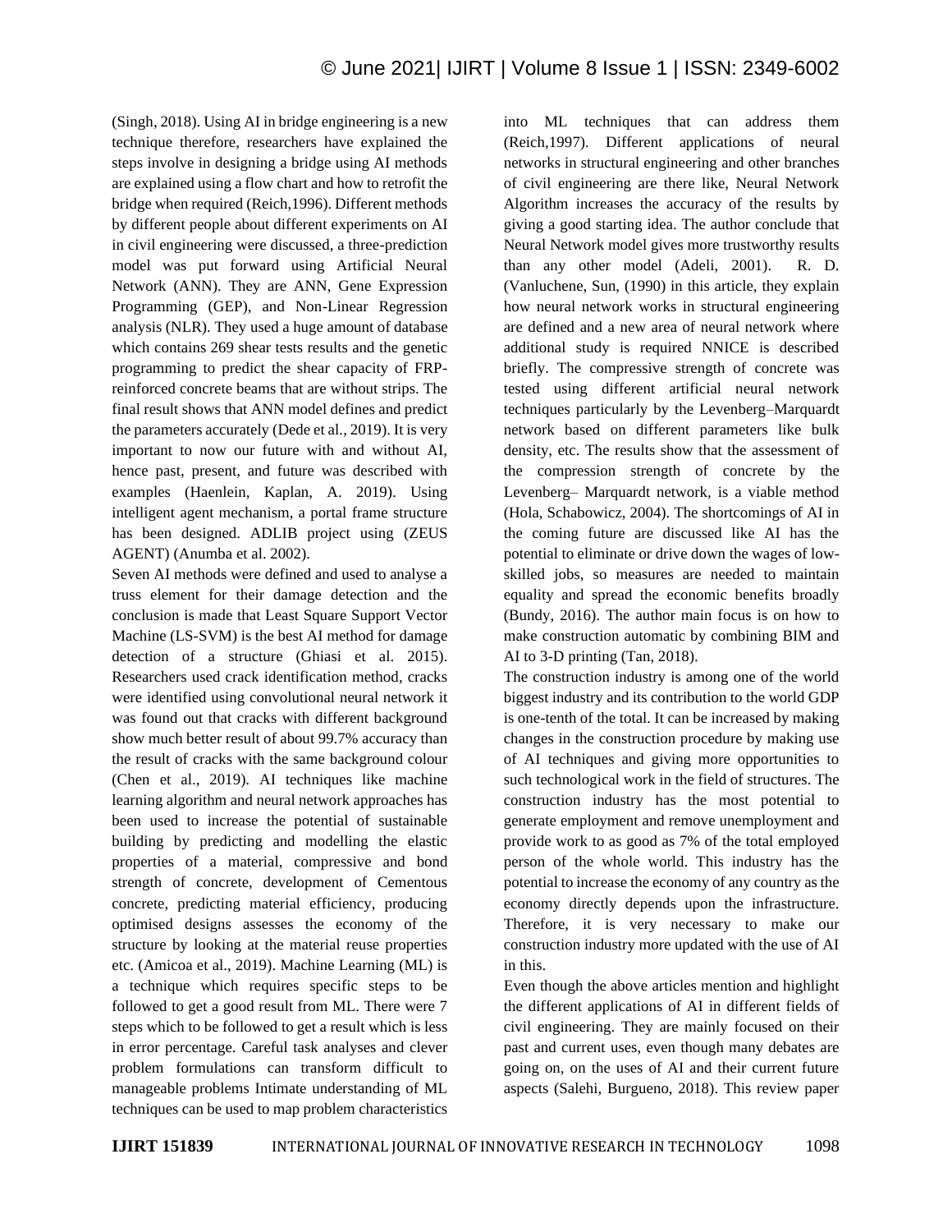(Singh, 2018). Using AI in bridge engineering is a new technique therefore, researchers have explained the steps involve in designing a bridge using AI methods are explained using a flow chart and how to retrofit the bridge when required (Reich,1996). Different methods by different people about different experiments on AI in civil engineering were discussed, a three-prediction model was put forward using Artificial Neural Network (ANN). They are ANN, Gene Expression Programming (GEP), and Non-Linear Regression analysis (NLR). They used a huge amount of database which contains 269 shear tests results and the genetic programming to predict the shear capacity of FRP-reinforced concrete beams that are without strips. The final result shows that ANN model defines and predict the parameters accurately (Dede et al., 2019). It is very important to now our future with and without AI, hence past, present, and future was described with examples (Haenlein, Kaplan, A. 2019). Using intelligent agent mechanism, a portal frame structure has been designed. ADLIB project using (ZEUS AGENT) (Anumba et al. 2002).

Seven AI methods were defined and used to analyse a truss element for their damage detection and the conclusion is made that Least Square Support Vector Machine (LS-SVM) is the best AI method for damage detection of a structure (Ghiasi et al. 2015). Researchers used crack identification method, cracks were identified using convolutional neural network it was found out that cracks with different background show much better result of about 99.7% accuracy than the result of cracks with the same background colour (Chen et al., 2019). AI techniques like machine learning algorithm and neural network approaches has been used to increase the potential of sustainable building by predicting and modelling the elastic properties of a material, compressive and bond strength of concrete, development of Cementous concrete, predicting material efficiency, producing optimised designs assesses the economy of the structure by looking at the material reuse properties etc. (Amicoa et al., 2019). Machine Learning (ML) is a technique which requires specific steps to be followed to get a good result from ML. There were 7 steps which to be followed to get a result which is less in error percentage. Careful task analyses and clever problem formulations can transform difficult to manageable problems Intimate understanding of ML techniques can be used to map problem characteristics into ML techniques that can address them (Reich,1997). Different applications of neural networks in structural engineering and other branches of civil engineering are there like, Neural Network Algorithm increases the accuracy of the results by giving a good starting idea. The author conclude that Neural Network model gives more trustworthy results than any other model (Adeli, 2001). R. D. (Vanluchene, Sun, (1990) in this article, they explain how neural network works in structural engineering are defined and a new area of neural network where additional study is required NNICE is described briefly. The compressive strength of concrete was tested using different artificial neural network techniques particularly by the Levenberg–Marquardt network based on different parameters like bulk density, etc. The results show that the assessment of the compression strength of concrete by the Levenberg– Marquardt network, is a viable method (Hola, Schabowicz, 2004). The shortcomings of AI in the coming future are discussed like AI has the potential to eliminate or drive down the wages of low-skilled jobs, so measures are needed to maintain equality and spread the economic benefits broadly (Bundy, 2016). The author main focus is on how to make construction automatic by combining BIM and AI to 3-D printing (Tan, 2018).

The construction industry is among one of the world biggest industry and its contribution to the world GDP is one-tenth of the total. It can be increased by making changes in the construction procedure by making use of AI techniques and giving more opportunities to such technological work in the field of structures. The construction industry has the most potential to generate employment and remove unemployment and provide work to as good as 7% of the total employed person of the whole world. This industry has the potential to increase the economy of any country as the economy directly depends upon the infrastructure. Therefore, it is very necessary to make our construction industry more updated with the use of AI in this.

Even though the above articles mention and highlight the different applications of AI in different fields of civil engineering. They are mainly focused on their past and current uses, even though many debates are going on, on the uses of AI and their current future aspects (Salehi, Burgueno, 2018). This review paper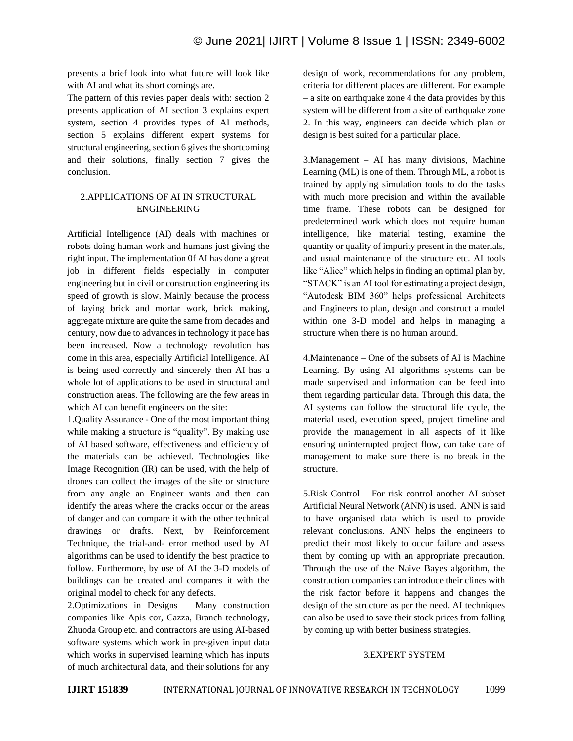presents a brief look into what future will look like with AI and what its short comings are.

The pattern of this revies paper deals with: section 2 presents application of AI section 3 explains expert system, section 4 provides types of AI methods, section 5 explains different expert systems for structural engineering, section 6 gives the shortcoming and their solutions, finally section 7 gives the conclusion.

## 2.APPLICATIONS OF AI IN STRUCTURAL ENGINEERING

Artificial Intelligence (AI) deals with machines or robots doing human work and humans just giving the right input. The implementation 0f AI has done a great job in different fields especially in computer engineering but in civil or construction engineering its speed of growth is slow. Mainly because the process of laying brick and mortar work, brick making, aggregate mixture are quite the same from decades and century, now due to advances in technology it pace has been increased. Now a technology revolution has come in this area, especially Artificial Intelligence. AI is being used correctly and sincerely then AI has a whole lot of applications to be used in structural and construction areas. The following are the few areas in which AI can benefit engineers on the site:

1.Quality Assurance - One of the most important thing while making a structure is "quality". By making use of AI based software, effectiveness and efficiency of the materials can be achieved. Technologies like Image Recognition (IR) can be used, with the help of drones can collect the images of the site or structure from any angle an Engineer wants and then can identify the areas where the cracks occur or the areas of danger and can compare it with the other technical drawings or drafts. Next, by Reinforcement Technique, the trial-and- error method used by AI algorithms can be used to identify the best practice to follow. Furthermore, by use of AI the 3-D models of buildings can be created and compares it with the original model to check for any defects.

2.Optimizations in Designs – Many construction companies like Apis cor, Cazza, Branch technology, Zhuoda Group etc. and contractors are using AI-based software systems which work in pre-given input data which works in supervised learning which has inputs of much architectural data, and their solutions for any design of work, recommendations for any problem, criteria for different places are different. For example – a site on earthquake zone 4 the data provides by this system will be different from a site of earthquake zone 2. In this way, engineers can decide which plan or design is best suited for a particular place.

3.Management – AI has many divisions, Machine Learning (ML) is one of them. Through ML, a robot is trained by applying simulation tools to do the tasks with much more precision and within the available time frame. These robots can be designed for predetermined work which does not require human intelligence, like material testing, examine the quantity or quality of impurity present in the materials, and usual maintenance of the structure etc. AI tools like "Alice" which helps in finding an optimal plan by, "STACK" is an AI tool for estimating a project design, "Autodesk BIM 360" helps professional Architects and Engineers to plan, design and construct a model within one 3-D model and helps in managing a structure when there is no human around.

4.Maintenance – One of the subsets of AI is Machine Learning. By using AI algorithms systems can be made supervised and information can be feed into them regarding particular data. Through this data, the AI systems can follow the structural life cycle, the material used, execution speed, project timeline and provide the management in all aspects of it like ensuring uninterrupted project flow, can take care of management to make sure there is no break in the structure.

5.Risk Control – For risk control another AI subset Artificial Neural Network (ANN) is used. ANN is said to have organised data which is used to provide relevant conclusions. ANN helps the engineers to predict their most likely to occur failure and assess them by coming up with an appropriate precaution. Through the use of the Naive Bayes algorithm, the construction companies can introduce their clines with the risk factor before it happens and changes the design of the structure as per the need. AI techniques can also be used to save their stock prices from falling by coming up with better business strategies.

## 3.EXPERT SYSTEM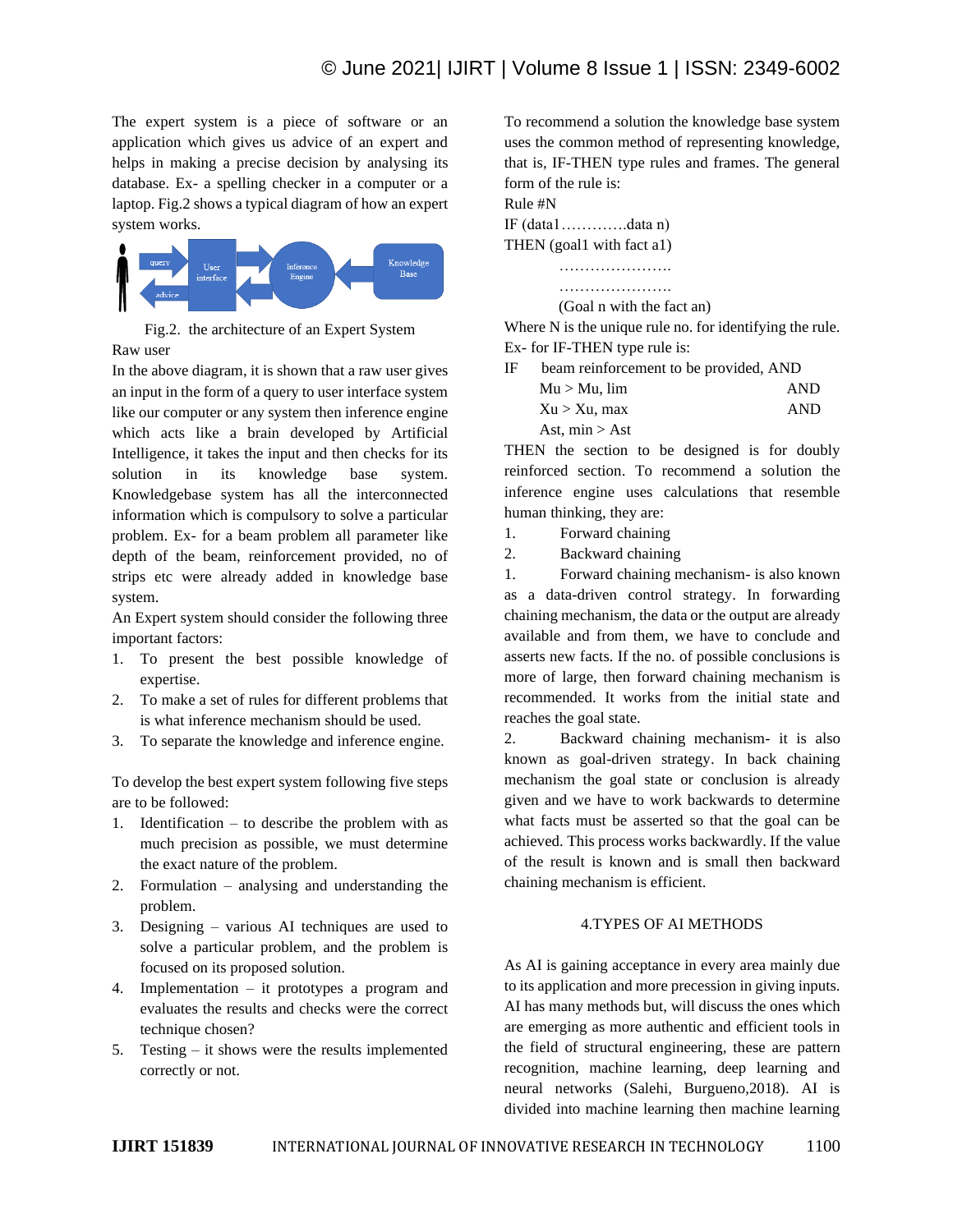The expert system is a piece of software or an application which gives us advice of an expert and helps in making a precise decision by analysing its database. Ex- a spelling checker in a computer or a laptop. Fig.2 shows a typical diagram of how an expert system works.

Fig.2. the architecture of an Expert System

Raw user

In the above diagram, it is shown that a raw user gives an input in the form of a query to user interface system like our computer or any system then inference engine which acts like a brain developed by Artificial Intelligence, it takes the input and then checks for its solution in its knowledge base system. Knowledgebase system has all the interconnected information which is compulsory to solve a particular problem. Ex- for a beam problem all parameter like depth of the beam, reinforcement provided, no of strips etc were already added in knowledge base system.

An Expert system should consider the following three important factors:

1. To present the best possible knowledge of expertise.
2. To make a set of rules for different problems that is what inference mechanism should be used.
3. To separate the knowledge and inference engine.

To develop the best expert system following five steps are to be followed:

1. Identification – to describe the problem with as much precision as possible, we must determine the exact nature of the problem.
2. Formulation – analysing and understanding the problem.
3. Designing – various AI techniques are used to solve a particular problem, and the problem is focused on its proposed solution.
4. Implementation – it prototypes a program and evaluates the results and checks were the correct technique chosen?
5. Testing – it shows were the results implemented correctly or not.

To recommend a solution the knowledge base system uses the common method of representing knowledge, that is, IF-THEN type rules and frames. The general form of the rule is:

Rule #N

IF (data1………….data n)

THEN (goal1 with fact a1)

…………………..

…………………..

(Goal n with the fact an)

Where N is the unique rule no. for identifying the rule.

Ex- for IF-THEN type rule is:

IF beam reinforcement to be provided, AND

$M_u > M_{u,lim}$ AND

$X_u > X_{u,max}$ AND

$A_{st,min} > A_{st}$

THEN the section to be designed is for doubly reinforced section. To recommend a solution the inference engine uses calculations that resemble human thinking, they are:

1. Forward chaining
2. Backward chaining

1. Forward chaining mechanism- is also known as a data-driven control strategy. In forwarding chaining mechanism, the data or the output are already available and from them, we have to conclude and asserts new facts. If the no. of possible conclusions is more of large, then forward chaining mechanism is recommended. It works from the initial state and reaches the goal state.

2. Backward chaining mechanism- it is also known as goal-driven strategy. In back chaining mechanism the goal state or conclusion is already given and we have to work backwards to determine what facts must be asserted so that the goal can be achieved. This process works backwardly. If the value of the result is known and is small then backward chaining mechanism is efficient.

## 4.TYPES OF AI METHODS

As AI is gaining acceptance in every area mainly due to its application and more precession in giving inputs. AI has many methods but, will discuss the ones which are emerging as more authentic and efficient tools in the field of structural engineering, these are pattern recognition, machine learning, deep learning and neural networks (Salehi, Burgueno,2018). AI is divided into machine learning then machine learning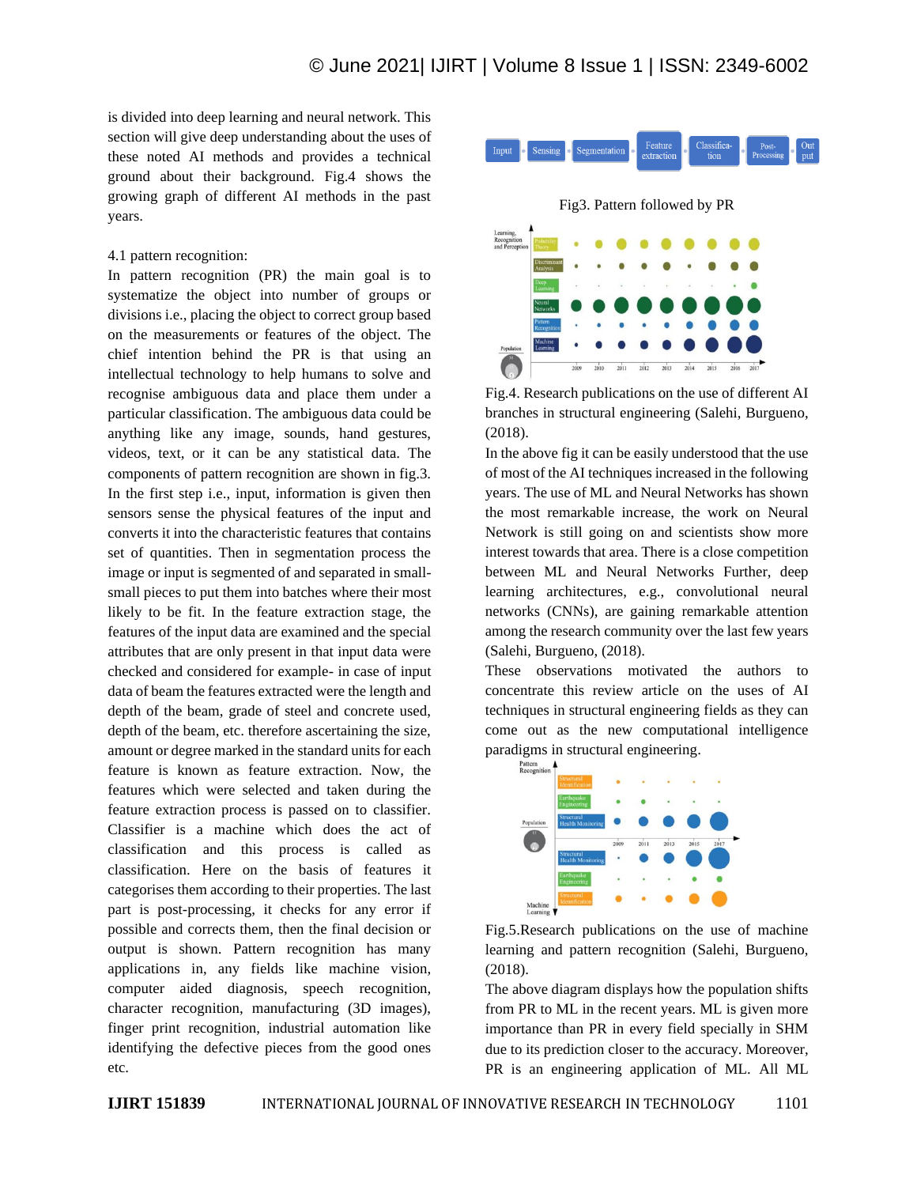is divided into deep learning and neural network. This section will give deep understanding about the uses of these noted AI methods and provides a technical ground about their background. Fig.4 shows the growing graph of different AI methods in the past years.

4.1 pattern recognition:

In pattern recognition (PR) the main goal is to systematize the object into number of groups or divisions i.e., placing the object to correct group based on the measurements or features of the object. The chief intention behind the PR is that using an intellectual technology to help humans to solve and recognise ambiguous data and place them under a particular classification. The ambiguous data could be anything like any image, sounds, hand gestures, videos, text, or it can be any statistical data. The components of pattern recognition are shown in fig.3. In the first step i.e., input, information is given then sensors sense the physical features of the input and converts it into the characteristic features that contains set of quantities. Then in segmentation process the image or input is segmented of and separated in small-small pieces to put them into batches where their most likely to be fit. In the feature extraction stage, the features of the input data are examined and the special attributes that are only present in that input data were checked and considered for example- in case of input data of beam the features extracted were the length and depth of the beam, grade of steel and concrete used, depth of the beam, etc. therefore ascertaining the size, amount or degree marked in the standard units for each feature is known as feature extraction. Now, the features which were selected and taken during the feature extraction process is passed on to classifier. Classifier is a machine which does the act of classification and this process is called as classification. Here on the basis of features it categorises them according to their properties. The last part is post-processing, it checks for any error if possible and corrects them, then the final decision or output is shown. Pattern recognition has many applications in, any fields like machine vision, computer aided diagnosis, speech recognition, character recognition, manufacturing (3D images), finger print recognition, industrial automation like identifying the defective pieces from the good ones etc.

Input → Sensing → Segmentation → Feature extraction → Classification → Post-Processing → Output

Fig3. Pattern followed by PR

Fig.4. Research publications on the use of different AI branches in structural engineering (Salehi, Burgueno, (2018).

In the above fig it can be easily understood that the use of most of the AI techniques increased in the following years. The use of ML and Neural Networks has shown the most remarkable increase, the work on Neural Network is still going on and scientists show more interest towards that area. There is a close competition between ML and Neural Networks Further, deep learning architectures, e.g., convolutional neural networks (CNNs), are gaining remarkable attention among the research community over the last few years (Salehi, Burgueno, (2018).

These observations motivated the authors to concentrate this review article on the uses of AI techniques in structural engineering fields as they can come out as the new computational intelligence paradigms in structural engineering.

Fig.5.Research publications on the use of machine learning and pattern recognition (Salehi, Burgueno, (2018).

The above diagram displays how the population shifts from PR to ML in the recent years. ML is given more importance than PR in every field specially in SHM due to its prediction closer to the accuracy. Moreover, PR is an engineering application of ML. All ML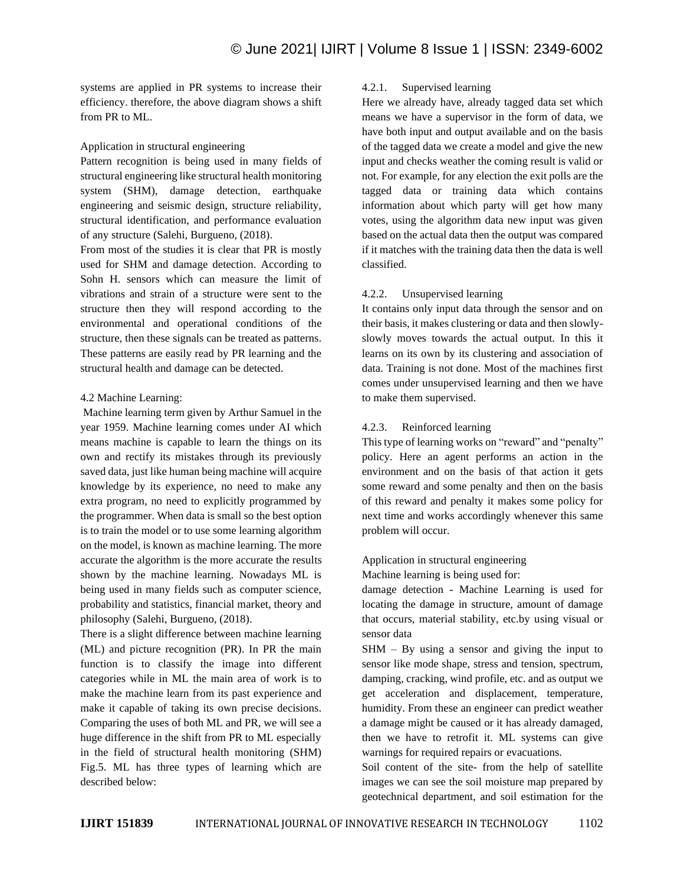systems are applied in PR systems to increase their efficiency. therefore, the above diagram shows a shift from PR to ML.

Application in structural engineering

Pattern recognition is being used in many fields of structural engineering like structural health monitoring system (SHM), damage detection, earthquake engineering and seismic design, structure reliability, structural identification, and performance evaluation of any structure (Salehi, Burgueno, (2018).

From most of the studies it is clear that PR is mostly used for SHM and damage detection. According to Sohn H. sensors which can measure the limit of vibrations and strain of a structure were sent to the structure then they will respond according to the environmental and operational conditions of the structure, then these signals can be treated as patterns. These patterns are easily read by PR learning and the structural health and damage can be detected.

### 4.2 Machine Learning:

Machine learning term given by Arthur Samuel in the year 1959. Machine learning comes under AI which means machine is capable to learn the things on its own and rectify its mistakes through its previously saved data, just like human being machine will acquire knowledge by its experience, no need to make any extra program, no need to explicitly programmed by the programmer. When data is small so the best option is to train the model or to use some learning algorithm on the model, is known as machine learning. The more accurate the algorithm is the more accurate the results shown by the machine learning. Nowadays ML is being used in many fields such as computer science, probability and statistics, financial market, theory and philosophy (Salehi, Burgueno, (2018).

There is a slight difference between machine learning (ML) and picture recognition (PR). In PR the main function is to classify the image into different categories while in ML the main area of work is to make the machine learn from its past experience and make it capable of taking its own precise decisions. Comparing the uses of both ML and PR, we will see a huge difference in the shift from PR to ML especially in the field of structural health monitoring (SHM) Fig.5. ML has three types of learning which are described below:

#### 4.2.1. Supervised learning

Here we already have, already tagged data set which means we have a supervisor in the form of data, we have both input and output available and on the basis of the tagged data we create a model and give the new input and checks weather the coming result is valid or not. For example, for any election the exit polls are the tagged data or training data which contains information about which party will get how many votes, using the algorithm data new input was given based on the actual data then the output was compared if it matches with the training data then the data is well classified.

#### 4.2.2. Unsupervised learning

It contains only input data through the sensor and on their basis, it makes clustering or data and then slowly-slowly moves towards the actual output. In this it learns on its own by its clustering and association of data. Training is not done. Most of the machines first comes under unsupervised learning and then we have to make them supervised.

#### 4.2.3. Reinforced learning

This type of learning works on "reward" and "penalty" policy. Here an agent performs an action in the environment and on the basis of that action it gets some reward and some penalty and then on the basis of this reward and penalty it makes some policy for next time and works accordingly whenever this same problem will occur.

Application in structural engineering

Machine learning is being used for:

damage detection - Machine Learning is used for locating the damage in structure, amount of damage that occurs, material stability, etc.by using visual or sensor data

SHM – By using a sensor and giving the input to sensor like mode shape, stress and tension, spectrum, damping, cracking, wind profile, etc. and as output we get acceleration and displacement, temperature, humidity. From these an engineer can predict weather a damage might be caused or it has already damaged, then we have to retrofit it. ML systems can give warnings for required repairs or evacuations.

Soil content of the site- from the help of satellite images we can see the soil moisture map prepared by geotechnical department, and soil estimation for the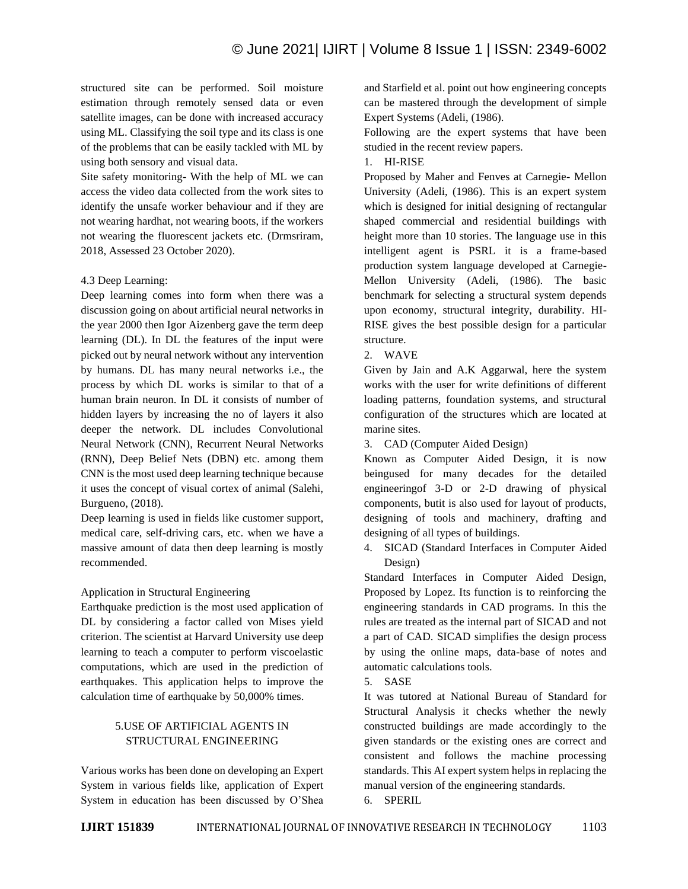structured site can be performed. Soil moisture estimation through remotely sensed data or even satellite images, can be done with increased accuracy using ML. Classifying the soil type and its class is one of the problems that can be easily tackled with ML by using both sensory and visual data.

Site safety monitoring- With the help of ML we can access the video data collected from the work sites to identify the unsafe worker behaviour and if they are not wearing hardhat, not wearing boots, if the workers not wearing the fluorescent jackets etc. (Drmsriram, 2018, Assessed 23 October 2020).

### 4.3 Deep Learning:

Deep learning comes into form when there was a discussion going on about artificial neural networks in the year 2000 then Igor Aizenberg gave the term deep learning (DL). In DL the features of the input were picked out by neural network without any intervention by humans. DL has many neural networks i.e., the process by which DL works is similar to that of a human brain neuron. In DL it consists of number of hidden layers by increasing the no of layers it also deeper the network. DL includes Convolutional Neural Network (CNN), Recurrent Neural Networks (RNN), Deep Belief Nets (DBN) etc. among them CNN is the most used deep learning technique because it uses the concept of visual cortex of animal (Salehi, Burgueno, (2018).

Deep learning is used in fields like customer support, medical care, self-driving cars, etc. when we have a massive amount of data then deep learning is mostly recommended.

Application in Structural Engineering

Earthquake prediction is the most used application of DL by considering a factor called von Mises yield criterion. The scientist at Harvard University use deep learning to teach a computer to perform viscoelastic computations, which are used in the prediction of earthquakes. This application helps to improve the calculation time of earthquake by 50,000% times.

## 5.USE OF ARTIFICIAL AGENTS IN STRUCTURAL ENGINEERING

Various works has been done on developing an Expert System in various fields like, application of Expert System in education has been discussed by O'Shea and Starfield et al. point out how engineering concepts can be mastered through the development of simple Expert Systems (Adeli, (1986).

Following are the expert systems that have been studied in the recent review papers.

1. HI-RISE

Proposed by Maher and Fenves at Carnegie- Mellon University (Adeli, (1986). This is an expert system which is designed for initial designing of rectangular shaped commercial and residential buildings with height more than 10 stories. The language use in this intelligent agent is PSRL it is a frame-based production system language developed at Carnegie-Mellon University (Adeli, (1986). The basic benchmark for selecting a structural system depends upon economy, structural integrity, durability. HI-RISE gives the best possible design for a particular structure.

2. WAVE

Given by Jain and A.K Aggarwal, here the system works with the user for write definitions of different loading patterns, foundation systems, and structural configuration of the structures which are located at marine sites.

3. CAD (Computer Aided Design)

Known as Computer Aided Design, it is now beingused for many decades for the detailed engineeringof 3-D or 2-D drawing of physical components, butit is also used for layout of products, designing of tools and machinery, drafting and designing of all types of buildings.

4. SICAD (Standard Interfaces in Computer Aided Design)

Standard Interfaces in Computer Aided Design, Proposed by Lopez. Its function is to reinforcing the engineering standards in CAD programs. In this the rules are treated as the internal part of SICAD and not a part of CAD. SICAD simplifies the design process by using the online maps, data-base of notes and automatic calculations tools.

5. SASE

It was tutored at National Bureau of Standard for Structural Analysis it checks whether the newly constructed buildings are made accordingly to the given standards or the existing ones are correct and consistent and follows the machine processing standards. This AI expert system helps in replacing the manual version of the engineering standards.

6. SPERIL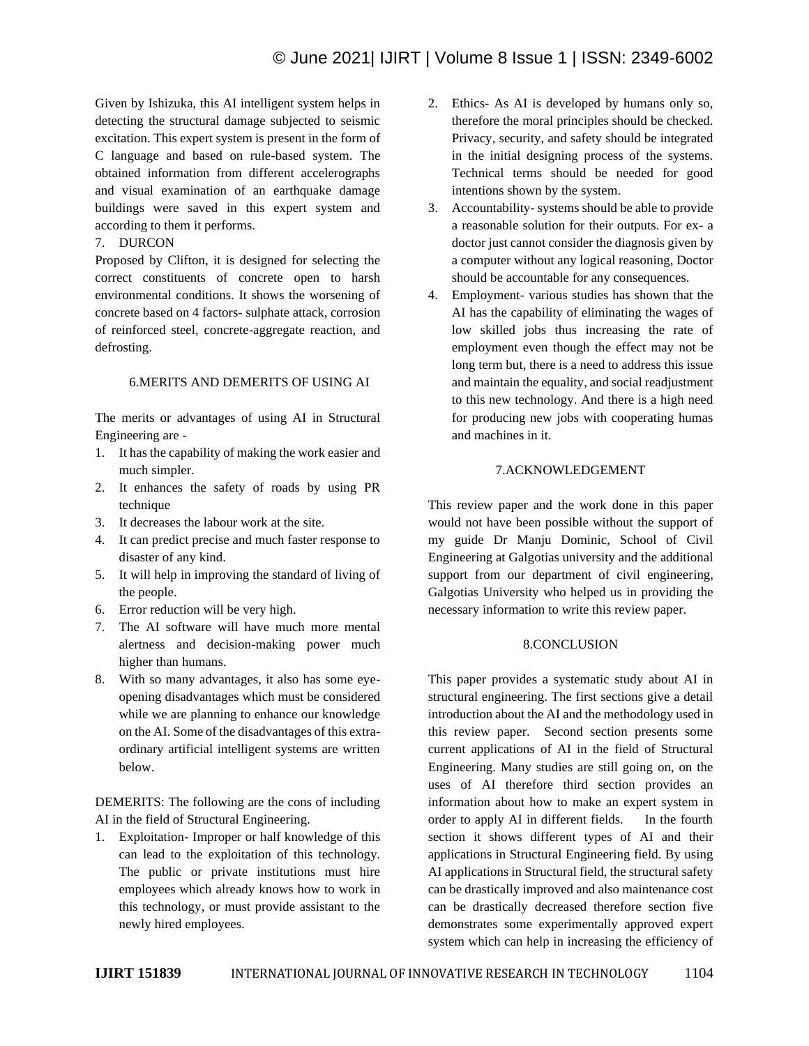Given by Ishizuka, this AI intelligent system helps in detecting the structural damage subjected to seismic excitation. This expert system is present in the form of C language and based on rule-based system. The obtained information from different accelerographs and visual examination of an earthquake damage buildings were saved in this expert system and according to them it performs.

7. DURCON

Proposed by Clifton, it is designed for selecting the correct constituents of concrete open to harsh environmental conditions. It shows the worsening of concrete based on 4 factors- sulphate attack, corrosion of reinforced steel, concrete-aggregate reaction, and defrosting.

## 6.MERITS AND DEMERITS OF USING AI

The merits or advantages of using AI in Structural Engineering are -

1. It has the capability of making the work easier and much simpler.
2. It enhances the safety of roads by using PR technique
3. It decreases the labour work at the site.
4. It can predict precise and much faster response to disaster of any kind.
5. It will help in improving the standard of living of the people.
6. Error reduction will be very high.
7. The AI software will have much more mental alertness and decision-making power much higher than humans.
8. With so many advantages, it also has some eye-opening disadvantages which must be considered while we are planning to enhance our knowledge on the AI. Some of the disadvantages of this extra-ordinary artificial intelligent systems are written below.

DEMERITS: The following are the cons of including AI in the field of Structural Engineering.

1. Exploitation- Improper or half knowledge of this can lead to the exploitation of this technology. The public or private institutions must hire employees which already knows how to work in this technology, or must provide assistant to the newly hired employees.
2. Ethics- As AI is developed by humans only so, therefore the moral principles should be checked. Privacy, security, and safety should be integrated in the initial designing process of the systems. Technical terms should be needed for good intentions shown by the system.
3. Accountability- systems should be able to provide a reasonable solution for their outputs. For ex- a doctor just cannot consider the diagnosis given by a computer without any logical reasoning, Doctor should be accountable for any consequences.
4. Employment- various studies has shown that the AI has the capability of eliminating the wages of low skilled jobs thus increasing the rate of employment even though the effect may not be long term but, there is a need to address this issue and maintain the equality, and social readjustment to this new technology. And there is a high need for producing new jobs with cooperating humas and machines in it.

## 7.ACKNOWLEDGEMENT

This review paper and the work done in this paper would not have been possible without the support of my guide Dr Manju Dominic, School of Civil Engineering at Galgotias university and the additional support from our department of civil engineering, Galgotias University who helped us in providing the necessary information to write this review paper.

## 8.CONCLUSION

This paper provides a systematic study about AI in structural engineering. The first sections give a detail introduction about the AI and the methodology used in this review paper. Second section presents some current applications of AI in the field of Structural Engineering. Many studies are still going on, on the uses of AI therefore third section provides an information about how to make an expert system in order to apply AI in different fields. In the fourth section it shows different types of AI and their applications in Structural Engineering field. By using AI applications in Structural field, the structural safety can be drastically improved and also maintenance cost can be drastically decreased therefore section five demonstrates some experimentally approved expert system which can help in increasing the efficiency of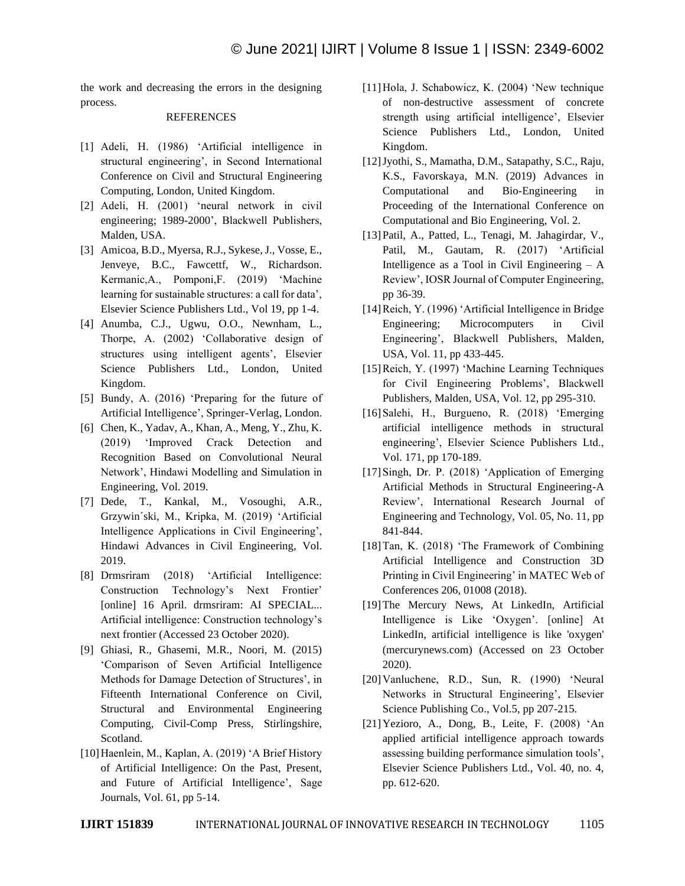the work and decreasing the errors in the designing process.

## REFERENCES

[1] Adeli, H. (1986) 'Artificial intelligence in structural engineering', in Second International Conference on Civil and Structural Engineering Computing, London, United Kingdom.

[2] Adeli, H. (2001) 'neural network in civil engineering; 1989-2000', Blackwell Publishers, Malden, USA.

[3] Amicoa, B.D., Myersa, R.J., Sykese, J., Vosse, E., Jenveye, B.C., Fawcettf, W., Richardson. Kermanic,A., Pomponi,F. (2019) 'Machine learning for sustainable structures: a call for data', Elsevier Science Publishers Ltd., Vol 19, pp 1-4.

[4] Anumba, C.J., Ugwu, O.O., Newnham, L., Thorpe, A. (2002) 'Collaborative design of structures using intelligent agents', Elsevier Science Publishers Ltd., London, United Kingdom.

[5] Bundy, A. (2016) 'Preparing for the future of Artificial Intelligence', Springer-Verlag, London.

[6] Chen, K., Yadav, A., Khan, A., Meng, Y., Zhu, K. (2019) 'Improved Crack Detection and Recognition Based on Convolutional Neural Network', Hindawi Modelling and Simulation in Engineering, Vol. 2019.

[7] Dede, T., Kankal, M., Vosoughi, A.R., Grzywin´ski, M., Kripka, M. (2019) 'Artificial Intelligence Applications in Civil Engineering', Hindawi Advances in Civil Engineering, Vol. 2019.

[8] Drmsriram (2018) 'Artificial Intelligence: Construction Technology's Next Frontier' [online] 16 April. drmsriram: AI SPECIAL... Artificial intelligence: Construction technology's next frontier (Accessed 23 October 2020).

[9] Ghiasi, R., Ghasemi, M.R., Noori, M. (2015) 'Comparison of Seven Artificial Intelligence Methods for Damage Detection of Structures', in Fifteenth International Conference on Civil, Structural and Environmental Engineering Computing, Civil-Comp Press, Stirlingshire, Scotland.

[10] Haenlein, M., Kaplan, A. (2019) 'A Brief History of Artificial Intelligence: On the Past, Present, and Future of Artificial Intelligence', Sage Journals, Vol. 61, pp 5-14.

[11] Hola, J. Schabowicz, K. (2004) 'New technique of non-destructive assessment of concrete strength using artificial intelligence', Elsevier Science Publishers Ltd., London, United Kingdom.

[12] Jyothi, S., Mamatha, D.M., Satapathy, S.C., Raju, K.S., Favorskaya, M.N. (2019) Advances in Computational and Bio-Engineering in Proceeding of the International Conference on Computational and Bio Engineering, Vol. 2.

[13] Patil, A., Patted, L., Tenagi, M. Jahagirdar, V., Patil, M., Gautam, R. (2017) 'Artificial Intelligence as a Tool in Civil Engineering – A Review', IOSR Journal of Computer Engineering, pp 36-39.

[14] Reich, Y. (1996) 'Artificial Intelligence in Bridge Engineering; Microcomputers in Civil Engineering', Blackwell Publishers, Malden, USA, Vol. 11, pp 433-445.

[15] Reich, Y. (1997) 'Machine Learning Techniques for Civil Engineering Problems', Blackwell Publishers, Malden, USA, Vol. 12, pp 295-310.

[16] Salehi, H., Burgueno, R. (2018) 'Emerging artificial intelligence methods in structural engineering', Elsevier Science Publishers Ltd., Vol. 171, pp 170-189.

[17] Singh, Dr. P. (2018) 'Application of Emerging Artificial Methods in Structural Engineering-A Review', International Research Journal of Engineering and Technology, Vol. 05, No. 11, pp 841-844.

[18] Tan, K. (2018) 'The Framework of Combining Artificial Intelligence and Construction 3D Printing in Civil Engineering' in MATEC Web of Conferences 206, 01008 (2018).

[19] The Mercury News, At LinkedIn, Artificial Intelligence is Like 'Oxygen'. [online] At LinkedIn, artificial intelligence is like 'oxygen' (mercurynews.com) (Accessed on 23 October 2020).

[20] Vanluchene, R.D., Sun, R. (1990) 'Neural Networks in Structural Engineering', Elsevier Science Publishing Co., Vol.5, pp 207-215.

[21] Yezioro, A., Dong, B., Leite, F. (2008) 'An applied artificial intelligence approach towards assessing building performance simulation tools', Elsevier Science Publishers Ltd., Vol. 40, no. 4, pp. 612-620.